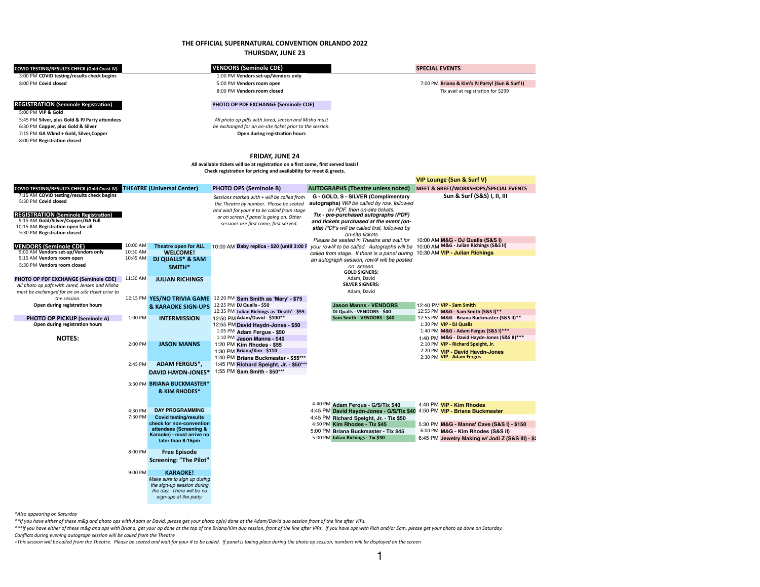# THE OFFICIAL SUPERNATURAL CONVENTION ORLANDO 2022

## THURSDAY, JUNE 23

**COVID TESTING/RESULTS CHECK (Gold Coast IV)**

3:00 PM **COVID testing/results check begins**
8:00 PM **Covid closed**

**REGISTRATION (Seminole Registration)**

5:00 PM **VIP & Gold**
5:45 PM **Silver, plus Gold & PJ Party attendees**
6:30 PM **Copper, plus Gold & Silver**
7:15 PM **GA Wknd + Gold, Silver,Copper**
8:00 PM **Registration closed**

**VENDORS (Seminole CDE)**

1:00 PM **Vendors set-up/Vendors only**
5:00 PM **Vendors room open**
8:00 PM **Vendors room closed**

**PHOTO OP PDF EXCHANGE (Seminole CDE)**

*All photo op pdfs with Jared, Jensen and Misha must be exchanged for an on-site ticket prior to the session.*
**Open during registration hours**

**SPECIAL EVENTS**

7:00 PM **Briana & Kim's PJ Party! (Sun & Surf I)**
Tix avail at registration for $299

## FRIDAY, JUNE 24

**All available tickets will be at registration on a first come, first served basis!**
**Check registration for pricing and availability for meet & greets.**

**COVID TESTING/RESULTS CHECK (Gold Coast IV)**

7:15 AM **COVID testing/results check begins**
5:30 PM **Covid closed**

**REGISTRATION (Seminole Registration)**

9:15 AM **Gold/Silver/Copper/GA Full**
10:15 AM **Registration open for all**
5:30 PM **Registration closed**

**VENDORS (Seminole CDE)**

9:00 AM **Vendors set-up/Vendors only**
9:15 AM **Vendors room open**
5:30 PM **Vendors room closed**

**PHOTO OP PDF EXCHANGE (Seminole CDE)**

*All photo op pdfs with Jared, Jensen and Misha must be exchanged for an on-site ticket prior to the session.*
**Open during registration hours**

**PHOTO OP PICKUP (Seminole A)**
**Open during registration hours**

**NOTES:**

**THEATRE (Universal Center)**

| Time | Event |
|---|---|
| 10:00 AM | **Theatre open for ALL** |
| 10:30 AM | **WELCOME!** |
| 10:45 AM | **DJ QUALLS* & SAM SMITH*** |
| 11:30 AM | **JULIAN RICHINGS** |
| 12:15 PM | **YES/NO TRIVIA GAME & KARAOKE SIGN-UPS** |
| 1:00 PM | **INTERMISSION** |
| 2:00 PM | **JASON MANNS** |
| 2:45 PM | **ADAM FERGUS*, DAVID HAYDN-JONES*** |
| 3:30 PM | **BRIANA BUCKMASTER* & KIM RHODES*** |
| 4:30 PM | **DAY PROGRAMMING** |
| 7:30 PM | **Covid testing/results check for non-convention attendees (Screening & Karaoke) - must arrive no later than 8:15pm** |
| 8:00 PM | **Free Episode Screening: "The Pilot"** |
| 9:00 PM | **KARAOKE!** *Make sure to sign up during the sign-up session during the day. There will be no sign-ups at the party.* |

**PHOTO OPS (Seminole B)**

*Sessions marked with + will be called from the Theatre by number. Please be seated and wait for your # to be called from stage or on screen if panel is going on. Other sessions are first come, first served.*

| Time | Photo Op |
|---|---|
| 10:00 AM | **Baby replica - $20 (until 3:00 P** |
| 12:20 PM | **Sam Smith as 'Mary' - $75** |
| 12:25 PM | **DJ Qualls - $50** |
| 12:35 PM | **Julian Richings as 'Death' - $55** |
| 12:50 PM | **Adam/David - $100**** |
| 12:55 PM | **David Haydn-Jones - $50** |
| 1:05 PM | **Adam Fergus - $50** |
| 1:10 PM | **Jason Manns - $40** |
| 1:20 PM | **Kim Rhodes - $55** |
| 1:30 PM | **Briana/Kim - $110** |
| 1:40 PM | **Briana Buckmaster - $55***** |
| 1:45 PM | **Richard Speight, Jr. - $50***** |
| 1:55 PM | **Sam Smith - $50***** |

**AUTOGRAPHS (Theatre unless noted)**

**G - GOLD, S - SILVER (Complimentary autographs)** *Will be called by row, followed by PDF, then on-site tickets.*
***Tix - pre-purchased autographs (PDF) and tickets purchased at the event (on-site)*** *PDFs will be called first, followed by on-site tickets*

*Please be seated in Theatre and wait for your row/# to be called. Autographs will be called from stage. If there is a panel during an autograph session, row/# will be posted on screen.*

**GOLD SIGNERS:**
Adam, David
**SILVER SIGNERS:**
Adam, David

| Time | Autograph |
|---|---|
| | **Jason Manns - VENDORS** |
| | **DJ Qualls - VENDORS - $40** |
| | **Sam Smith - VENDORS - $40** |
| 4:40 PM | **Adam Fergus - G/S/Tix $40** |
| 4:45 PM | **David Haydn-Jones - G/S/Tix $40** |
| 4:45 PM | **Richard Speight, Jr. - Tix $50** |
| 4:50 PM | **Kim Rhodes - Tix $45** |
| 5:00 PM | **Briana Buckmaster - Tix $45** |
| 5:00 PM | **Julian Richings - Tix $30** |

**VIP Lounge (Sun & Surf V)**
**MEET & GREET/WORKSHOPS/SPECIAL EVENTS**
**Sun & Surf (S&S) I, II, III**

| Time | Event |
|---|---|
| 10:00 AM | **M&G - DJ Qualls (S&S I)** |
| 10:00 AM | **M&G - Julian Richings (S&S II)** |
| 10:30 AM | **VIP - Julian Richings** |
| 12:40 PM | **VIP - Sam Smith** |
| 12:55 PM | **M&G - Sam Smith (S&S I)**** |
| 12:55 PM | **M&G - Briana Buckmaster (S&S II)**** |
| 1:30 PM | **VIP - DJ Qualls** |
| 1:40 PM | **M&G - Adam Fergus (S&S I)***** |
| 1:40 PM | **M&G - David Haydn-Jones (S&S II)***** |
| 2:10 PM | **VIP - Richard Speight, Jr.** |
| 2:20 PM | **VIP - David Haydn-Jones** |
| 2:30 PM | **VIP - Adam Fergus** |
| 4:40 PM | **VIP - Kim Rhodes** |
| 4:50 PM | **VIP - Briana Buckmaster** |
| 5:30 PM | **M&G - Manns' Cave (S&S I) - $150** |
| 6:00 PM | **M&G - Kim Rhodes (S&S II)** |
| 6:45 PM | **Jewelry Making w/ Jodi Z (S&S III) - $2** |

*\*Also appearing on Saturday*

*\*\*If you have either of these m&g and photo ops with Adam or David, please get your photo op(s) done at the Adam/David duo session front of the line after VIPs.*

*\*\*\*If you have either of these m&g and ops with Briana, get your op done at the top of the Briana/Kim duo session, front of the line after VIPs. If you have ops with Rich and/or Sam, please get your photo op done on Saturday.*

*Conflicts during evening autograph session will be called from the Theatre*

*+This session will be called from the Theatre. Please be seated and wait for your # to be called. If panel is taking place during the photo op session, numbers will be displayed on the screen*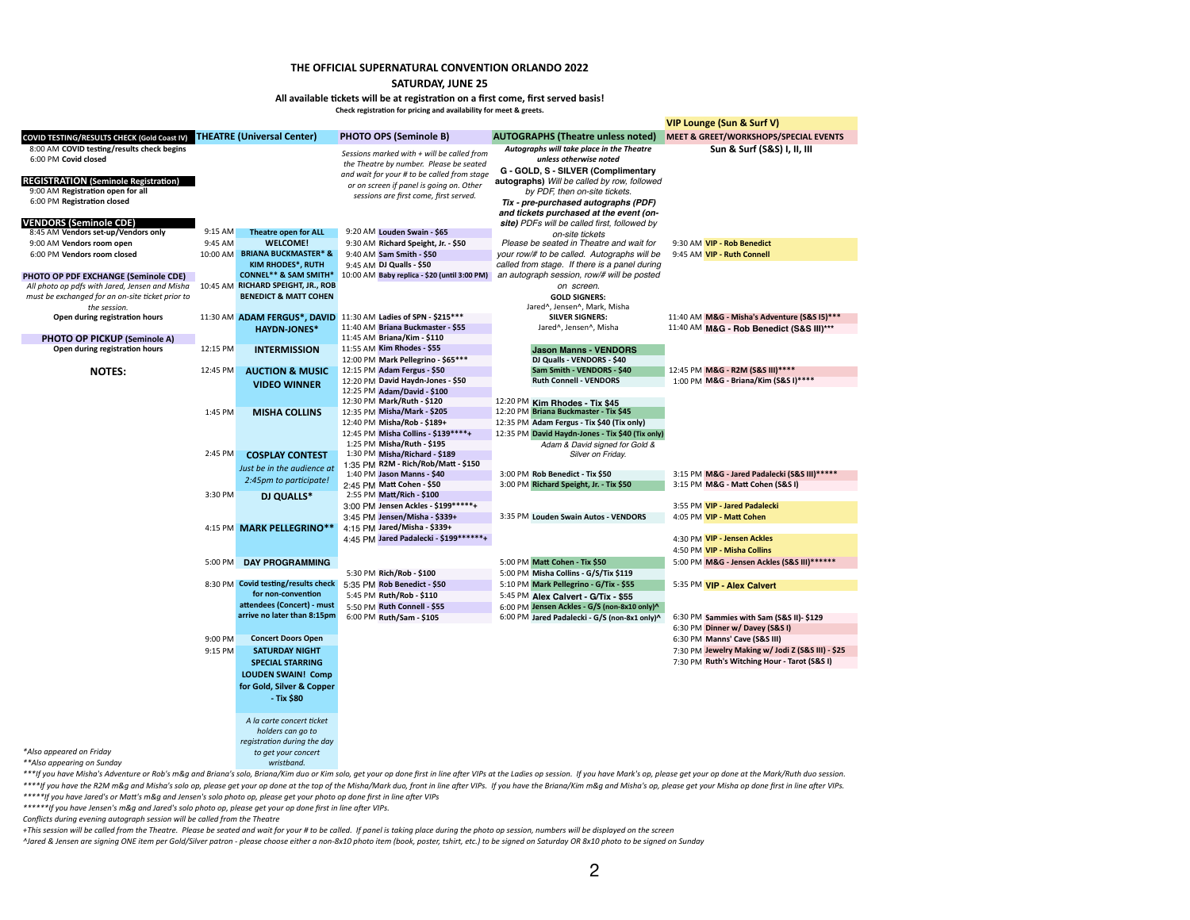# THE OFFICIAL SUPERNATURAL CONVENTION ORLANDO 2022

## SATURDAY, JUNE 25

**All available tickets will be at registration on a first come, first served basis!**

**Check registration for pricing and availability for meet & greets.**

### COVID TESTING/RESULTS CHECK (Gold Coast IV)

8:00 AM **COVID testing/results check begins**
6:00 PM **Covid closed**

### REGISTRATION (Seminole Registration)

9:00 AM **Registration open for all**
6:00 PM **Registration closed**

### VENDORS (Seminole CDE)

8:45 AM **Vendors set-up/Vendors only**
9:00 AM **Vendors room open**
6:00 PM **Vendors room closed**

### PHOTO OP PDF EXCHANGE (Seminole CDE)

*All photo op pdfs with Jared, Jensen and Misha must be exchanged for an on-site ticket prior to the session.*

**Open during registration hours**

### PHOTO OP PICKUP (Seminole A)

**Open during registration hours**

### NOTES:

### THEATRE (Universal Center)

| Time | Event |
|---|---|
| 9:15 AM | **Theatre open for ALL** |
| 9:45 AM | **WELCOME!** |
| 10:00 AM | **BRIANA BUCKMASTER* & KIM RHODES*, RUTH CONNEL** & SAM SMITH*** |
| 10:45 AM | **RICHARD SPEIGHT, JR., ROB BENEDICT & MATT COHEN** |
| 11:30 AM | **ADAM FERGUS*, DAVID HAYDN-JONES*** |
| 12:15 PM | **INTERMISSION** |
| 12:45 PM | **AUCTION & MUSIC VIDEO WINNER** |
| 1:45 PM | **MISHA COLLINS** |
| 2:45 PM | **COSPLAY CONTEST** *Just be in the audience at 2:45pm to participate!* |
| 3:30 PM | **DJ QUALLS*** |
| 4:15 PM | **MARK PELLEGRINO**** |
| 5:00 PM | **DAY PROGRAMMING** |
| 8:30 PM | **Covid testing/results check for non-convention attendees (Concert) - must arrive no later than 8:15pm** |
| 9:00 PM | **Concert Doors Open** |
| 9:15 PM | **SATURDAY NIGHT SPECIAL STARRING LOUDEN SWAIN! Comp for Gold, Silver & Copper - Tix $80** *A la carte concert ticket holders can go to registration during the day to get your concert wristband.* |

### PHOTO OPS (Seminole B)

*Sessions marked with + will be called from the Theatre by number. Please be seated and wait for your # to be called from stage or on screen if panel is going on. Other sessions are first come, first served.*

| Time | Photo Op |
|---|---|
| 9:20 AM | **Louden Swain - $65** |
| 9:30 AM | **Richard Speight, Jr. - $50** |
| 9:40 AM | **Sam Smith - $50** |
| 9:45 AM | **DJ Qualls - $50** |
| 10:00 AM | **Baby replica - $20 (until 3:00 PM)** |
| 11:30 AM | **Ladies of SPN - $215***** |
| 11:40 AM | **Briana Buckmaster - $55** |
| 11:45 AM | **Briana/Kim - $110** |
| 11:55 AM | **Kim Rhodes - $55** |
| 12:00 PM | **Mark Pellegrino - $65***** |
| 12:15 PM | **Adam Fergus - $50** |
| 12:20 PM | **David Haydn-Jones - $50** |
| 12:25 PM | **Adam/David - $100** |
| 12:30 PM | **Mark/Ruth - $120** |
| 12:35 PM | **Misha/Mark - $205** |
| 12:40 PM | **Misha/Rob - $189+** |
| 12:45 PM | **Misha Collins - $139****+** |
| 1:25 PM | **Misha/Ruth - $195** |
| 1:30 PM | **Misha/Richard - $189** |
| 1:35 PM | **R2M - Rich/Rob/Matt - $150** |
| 1:40 PM | **Jason Manns - $40** |
| 2:45 PM | **Matt Cohen - $50** |
| 2:55 PM | **Matt/Rich - $100** |
| 3:00 PM | **Jensen Ackles - $199*****+** |
| 3:45 PM | **Jensen/Misha - $339+** |
| 4:15 PM | **Jared/Misha - $339+** |
| 4:45 PM | **Jared Padalecki - $199******+** |
| 5:30 PM | **Rich/Rob - $100** |
| 5:35 PM | **Rob Benedict - $50** |
| 5:45 PM | **Ruth/Rob - $110** |
| 5:50 PM | **Ruth Connell - $55** |
| 6:00 PM | **Ruth/Sam - $105** |

### AUTOGRAPHS (Theatre unless noted)

*Autographs will take place in the Theatre unless otherwise noted*

**G - GOLD, S - SILVER (Complimentary autographs)** *Will be called by row, followed by PDF, then on-site tickets.*

***Tix - pre-purchased autographs (PDF) and tickets purchased at the event (on-site)*** *PDFs will be called first, followed by on-site tickets*

*Please be seated in Theatre and wait for your row/# to be called. Autographs will be called from stage. If there is a panel during an autograph session, row/# will be posted on screen.*

**GOLD SIGNERS:** Jared^, Jensen^, Mark, Misha

**SILVER SIGNERS:** Jared^, Jensen^, Misha

| Time | Autograph |
|---|---|
| | **Jason Manns - VENDORS** |
| | **DJ Qualls - VENDORS - $40** |
| | **Sam Smith - VENDORS - $40** |
| | **Ruth Connell - VENDORS** |
| 12:20 PM | **Kim Rhodes - Tix $45** |
| 12:20 PM | **Briana Buckmaster - Tix $45** |
| 12:35 PM | **Adam Fergus - Tix $40 (Tix only)** |
| 12:35 PM | **David Haydn-Jones - Tix $40 (Tix only)** |
| | *Adam & David signed for Gold & Silver on Friday.* |
| 3:00 PM | **Rob Benedict - Tix $50** |
| 3:00 PM | **Richard Speight, Jr. - Tix $50** |
| 3:35 PM | **Louden Swain Autos - VENDORS** |
| 5:00 PM | **Matt Cohen - Tix $50** |
| 5:00 PM | **Misha Collins - G/S/Tix $119** |
| 5:10 PM | **Mark Pellegrino - G/Tix - $55** |
| 5:45 PM | **Alex Calvert - G/Tix - $55** |
| 6:00 PM | **Jensen Ackles - G/S (non-8x10 only)^** |
| 6:00 PM | **Jared Padalecki - G/S (non-8x1 only)^** |

### VIP Lounge (Sun & Surf V)

### MEET & GREET/WORKSHOPS/SPECIAL EVENTS

**Sun & Surf (S&S) I, II, III**

| Time | Event |
|---|---|
| 9:30 AM | **VIP - Rob Benedict** |
| 9:45 AM | **VIP - Ruth Connell** |
| 11:40 AM | **M&G - Misha's Adventure (S&S I5)***** |
| 11:40 AM | **M&G - Rob Benedict (S&S III)***** |
| 12:45 PM | **M&G - R2M (S&S III)****** |
| 1:00 PM | **M&G - Briana/Kim (S&S I)****** |
| 3:15 PM | **M&G - Jared Padalecki (S&S III)******* |
| 3:15 PM | **M&G - Matt Cohen (S&S I)** |
| 3:55 PM | **VIP - Jared Padalecki** |
| 4:05 PM | **VIP - Matt Cohen** |
| 4:30 PM | **VIP - Jensen Ackles** |
| 4:50 PM | **VIP - Misha Collins** |
| 5:00 PM | **M&G - Jensen Ackles (S&S III)******** |
| 5:35 PM | **VIP - Alex Calvert** |
| 6:30 PM | **Sammies with Sam (S&S II)- $129** |
| 6:30 PM | **Dinner w/ Davey (S&S I)** |
| 6:30 PM | **Manns' Cave (S&S III)** |
| 7:30 PM | **Jewelry Making w/ Jodi Z (S&S III) - $25** |
| 7:30 PM | **Ruth's Witching Hour - Tarot (S&S I)** |

*\*Also appeared on Friday*

*\*\*Also appearing on Sunday*

*\*\*\*If you have Misha's Adventure or Rob's m&g and Briana's solo, Briana/Kim duo or Kim solo, get your op done first in line after VIPs at the Ladies op session. If you have Mark's op, please get your op done at the Mark/Ruth duo session.*

*\*\*\*\*If you have the R2M m&g and Misha's solo op, please get your op done at the top of the Misha/Mark duo, front in line after VIPs. If you have the Briana/Kim m&g and Misha's op, please get your Misha op done first in line after VIPs.*

*\*\*\*\*\*If you have Jared's or Matt's m&g and Jensen's solo photo op, please get your photo op done first in line after VIPs*

*\*\*\*\*\*\*If you have Jensen's m&g and Jared's solo photo op, please get your op done first in line after VIPs.*

*Conflicts during evening autograph session will be called from the Theatre*

*+This session will be called from the Theatre. Please be seated and wait for your # to be called. If panel is taking place during the photo op session, numbers will be displayed on the screen*

*^Jared & Jensen are signing ONE item per Gold/Silver patron - please choose either a non-8x10 photo item (book, poster, tshirt, etc.) to be signed on Saturday OR 8x10 photo to be signed on Sunday*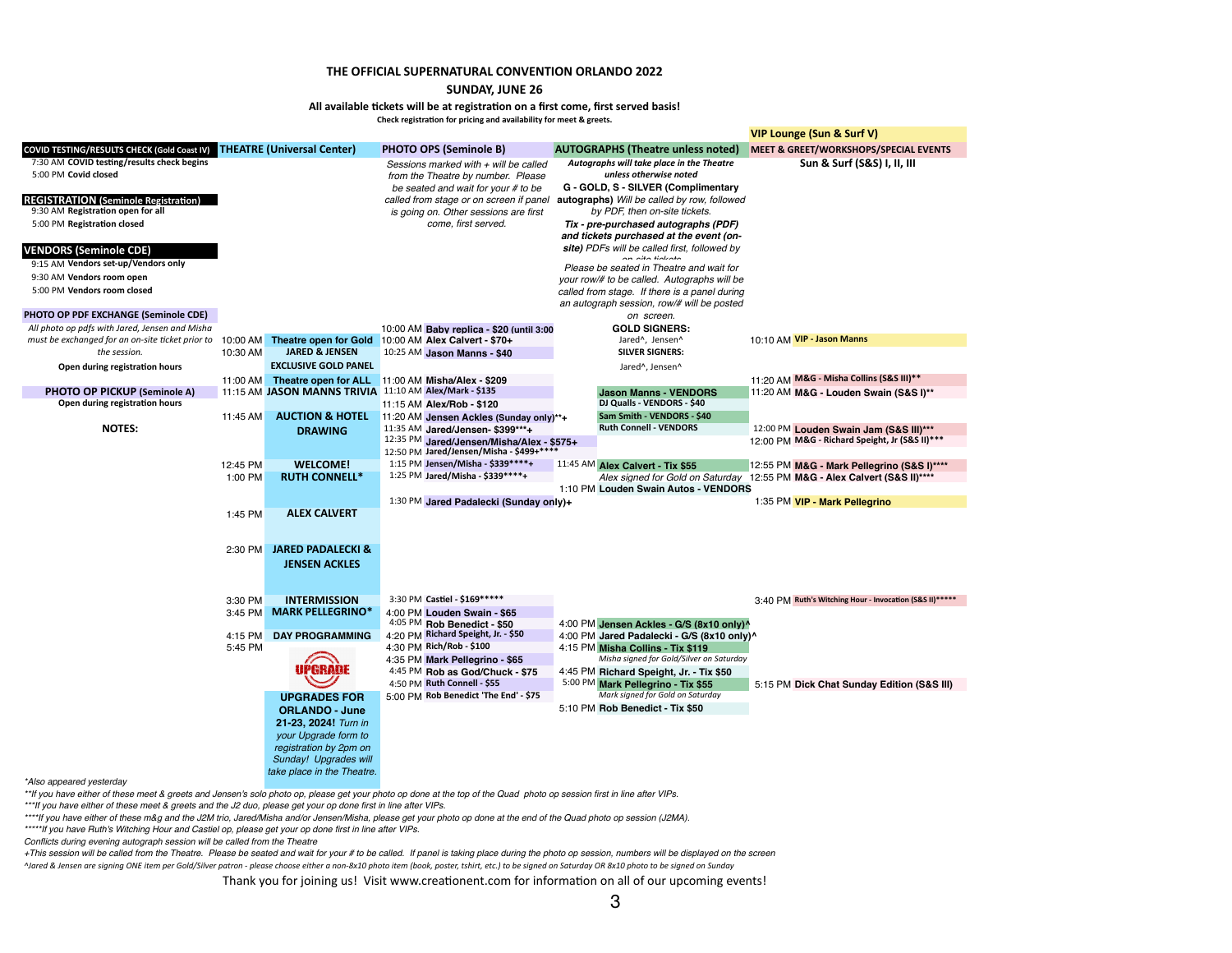# THE OFFICIAL SUPERNATURAL CONVENTION ORLANDO 2022

## SUNDAY, JUNE 26

**All available tickets will be at registration on a first come, first served basis!**

**Check registration for pricing and availability for meet & greets.**

**COVID TESTING/RESULTS CHECK (Gold Coast IV)**
- 7:30 AM **COVID testing/results check begins**
- 5:00 PM **Covid closed**

**REGISTRATION (Seminole Registration)**
- 9:30 AM **Registration open for all**
- 5:00 PM **Registration closed**

**VENDORS (Seminole CDE)**
- 9:15 AM **Vendors set-up/Vendors only**
- 9:30 AM **Vendors room open**
- 5:00 PM **Vendors room closed**

**PHOTO OP PDF EXCHANGE (Seminole CDE)**

*All photo op pdfs with Jared, Jensen and Misha must be exchanged for an on-site ticket prior to the session.*

**Open during registration hours**

**PHOTO OP PICKUP (Seminole A)**

**Open during registration hours**

**NOTES:**

### THEATRE (Universal Center)

| Time | Event |
|---|---|
| 10:00 AM | **Theatre open for Gold** |
| 10:30 AM | **JARED & JENSEN EXCLUSIVE GOLD PANEL** |
| 11:00 AM | **Theatre open for ALL** |
| 11:15 AM | **JASON MANNS TRIVIA** |
| 11:45 AM | **AUCTION & HOTEL DRAWING** |
| 12:45 PM | **WELCOME!** |
| 1:00 PM | **RUTH CONNELL*** |
| 1:45 PM | **ALEX CALVERT** |
| 2:30 PM | **JARED PADALECKI & JENSEN ACKLES** |
| 3:30 PM | **INTERMISSION** |
| 3:45 PM | **MARK PELLEGRINO*** |
| 4:15 PM | **DAY PROGRAMMING** |
| 5:45 PM | UPGRADE |

**UPGRADES FOR ORLANDO - June 21-23, 2024!** *Turn in your Upgrade form to registration by 2pm on Sunday! Upgrades will take place in the Theatre.*

### PHOTO OPS (Seminole B)

*Sessions marked with + will be called from the Theatre by number. Please be seated and wait for your # to be called from stage or on screen if panel is going on. Other sessions are first come, first served.*

| Time | Photo Op |
|---|---|
| 10:00 AM | **Baby replica - $20 (until 3:00** |
| 10:00 AM | **Alex Calvert - $70+** |
| 10:25 AM | **Jason Manns - $40** |
| 11:00 AM | **Misha/Alex - $209** |
| 11:10 AM | **Alex/Mark - $135** |
| 11:15 AM | **Alex/Rob - $120** |
| 11:20 AM | **Jensen Ackles (Sunday only)**+** |
| 11:35 AM | **Jared/Jensen- $399***+** |
| 12:35 PM | **Jared/Jensen/Misha/Alex - $575+** |
| 12:50 PM | **Jared/Jensen/Misha - $499+******** |
| 1:15 PM | **Jensen/Misha - $339****+** |
| 1:25 PM | **Jared/Misha - $339****+** |
| 1:30 PM | **Jared Padalecki (Sunday only)+** |
| 3:30 PM | **Castiel - $169******* |
| 4:00 PM | **Louden Swain - $65** |
| 4:05 PM | **Rob Benedict - $50** |
| 4:20 PM | **Richard Speight, Jr. - $50** |
| 4:30 PM | **Rich/Rob - $100** |
| 4:35 PM | **Mark Pellegrino - $65** |
| 4:45 PM | **Rob as God/Chuck - $75** |
| 4:50 PM | **Ruth Connell - $55** |
| 5:00 PM | **Rob Benedict 'The End' - $75** |

### AUTOGRAPHS (Theatre unless noted)

***Autographs will take place in the Theatre unless otherwise noted***

**G - GOLD, S - SILVER (Complimentary autographs)** *Will be called by row, followed by PDF, then on-site tickets.*

***Tix - pre-purchased autographs (PDF) and tickets purchased at the event (on-site)*** *PDFs will be called first, followed by on-site tickets.*

*Please be seated in Theatre and wait for your row/# to be called. Autographs will be called from stage. If there is a panel during an autograph session, row/# will be posted on screen.*

**GOLD SIGNERS:** Jared^, Jensen^

**SILVER SIGNERS:** Jared^, Jensen^

| Time | Autograph |
|---|---|
| | **Jason Manns - VENDORS** |
| | **DJ Qualls - VENDORS - $40** |
| | **Sam Smith - VENDORS - $40** |
| | **Ruth Connell - VENDORS** |
| 11:45 AM | **Alex Calvert - Tix $55** *Alex signed for Gold on Saturday* |
| 1:10 PM | **Louden Swain Autos - VENDORS** |
| 4:00 PM | **Jensen Ackles - G/S (8x10 only)^** |
| 4:00 PM | **Jared Padalecki - G/S (8x10 only)^** |
| 4:15 PM | **Misha Collins - Tix $119** *Misha signed for Gold/Silver on Saturday* |
| 4:45 PM | **Richard Speight, Jr. - Tix $50** |
| 5:00 PM | **Mark Pellegrino - Tix $55** *Mark signed for Gold on Saturday* |
| 5:10 PM | **Rob Benedict - Tix $50** |

### VIP Lounge (Sun & Surf V) / MEET & GREET/WORKSHOPS/SPECIAL EVENTS

**Sun & Surf (S&S) I, II, III**

| Time | Event |
|---|---|
| 10:10 AM | **VIP - Jason Manns** |
| 11:20 AM | **M&G - Misha Collins (S&S III)**** |
| 11:20 AM | **M&G - Louden Swain (S&S I)**** |
| 12:00 PM | **Louden Swain Jam (S&S III)***** |
| 12:00 PM | **M&G - Richard Speight, Jr (S&S II)***** |
| 12:55 PM | **M&G - Mark Pellegrino (S&S I)****** |
| 12:55 PM | **M&G - Alex Calvert (S&S II)****** |
| 1:35 PM | **VIP - Mark Pellegrino** |
| 3:40 PM | **Ruth's Witching Hour - Invocation (S&S II)******* |
| 5:15 PM | **Dick Chat Sunday Edition (S&S III)** |

*Also appeared yesterday

**If you have either of these meet & greets and Jensen's solo photo op, please get your photo op done at the top of the Quad photo op session first in line after VIPs.

***If you have either of these meet & greets and the J2 duo, please get your op done first in line after VIPs.

****If you have either of these m&g and the J2M trio, Jared/Misha and/or Jensen/Misha, please get your photo op done at the end of the Quad photo op session (J2MA).

*****If you have Ruth's Witching Hour and Castiel op, please get your op done first in line after VIPs.

Conflicts during evening autograph session will be called from the Theatre

+This session will be called from the Theatre. Please be seated and wait for your # to be called. If panel is taking place during the photo op session, numbers will be displayed on the screen

^Jared & Jensen are signing ONE item per Gold/Silver patron - please choose either a non-8x10 photo item (book, poster, tshirt, etc.) to be signed on Saturday OR 8x10 photo to be signed on Sunday

Thank you for joining us! Visit www.creationent.com for information on all of our upcoming events!